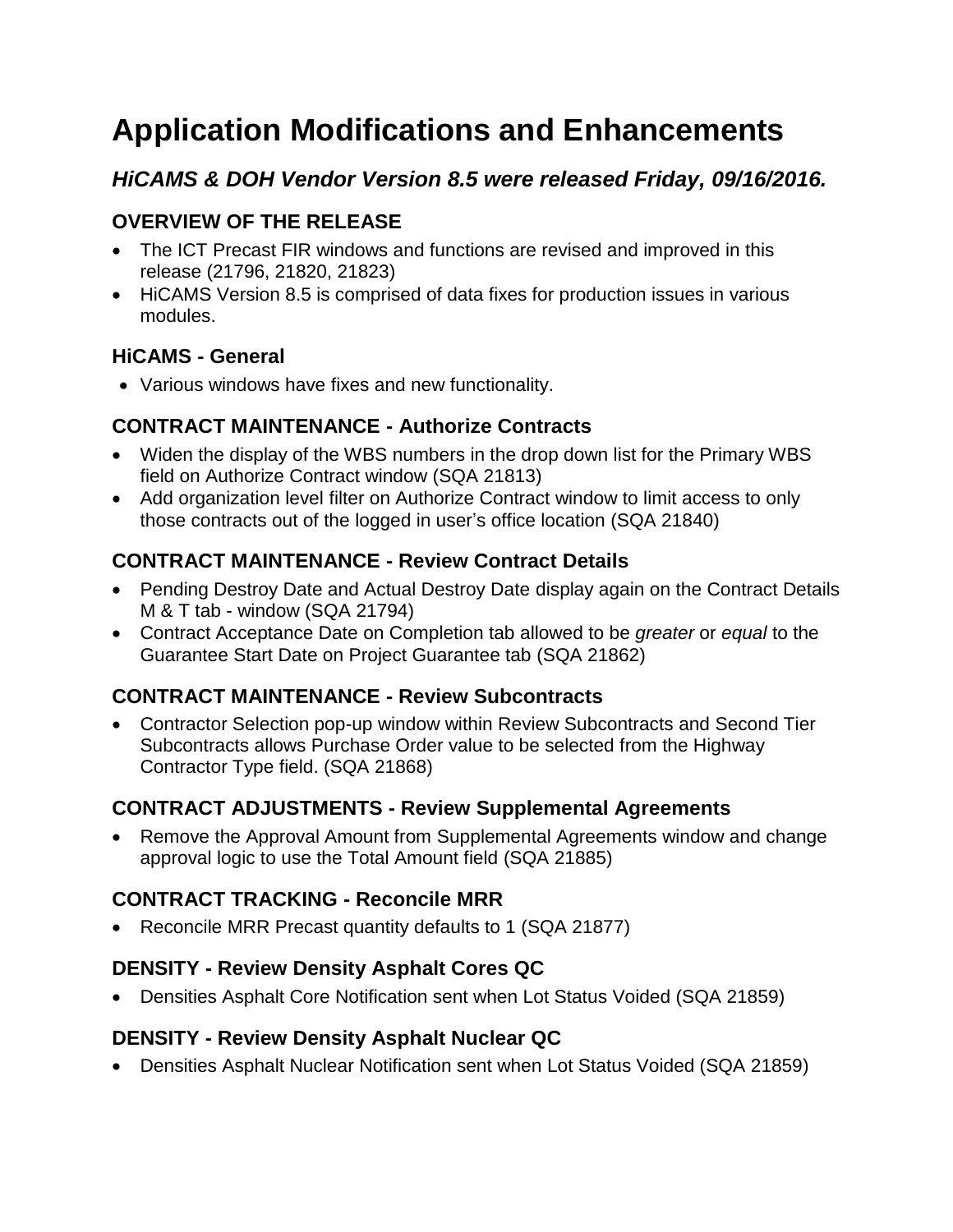# Application Modifications and Enhancements

## *HiCAMS & DOH Vendor Version 8.5 were released Friday, 09/16/2016.*

### OVERVIEW OF THE RELEASE

- The ICT Precast FIR windows and functions are revised and improved in this release (21796, 21820, 21823)
- HiCAMS Version 8.5 is comprised of data fixes for production issues in various modules.

### HiCAMS - General

- Various windows have fixes and new functionality.

### CONTRACT MAINTENANCE - Authorize Contracts

- Widen the display of the WBS numbers in the drop down list for the Primary WBS field on Authorize Contract window (SQA 21813)
- Add organization level filter on Authorize Contract window to limit access to only those contracts out of the logged in user's office location (SQA 21840)

### CONTRACT MAINTENANCE - Review Contract Details

- Pending Destroy Date and Actual Destroy Date display again on the Contract Details M & T tab - window (SQA 21794)
- Contract Acceptance Date on Completion tab allowed to be *greater* or *equal* to the Guarantee Start Date on Project Guarantee tab (SQA 21862)

### CONTRACT MAINTENANCE - Review Subcontracts

- Contractor Selection pop-up window within Review Subcontracts and Second Tier Subcontracts allows Purchase Order value to be selected from the Highway Contractor Type field. (SQA 21868)

### CONTRACT ADJUSTMENTS - Review Supplemental Agreements

- Remove the Approval Amount from Supplemental Agreements window and change approval logic to use the Total Amount field (SQA 21885)

### CONTRACT TRACKING - Reconcile MRR

- Reconcile MRR Precast quantity defaults to 1 (SQA 21877)

### DENSITY - Review Density Asphalt Cores QC

- Densities Asphalt Core Notification sent when Lot Status Voided (SQA 21859)

### DENSITY - Review Density Asphalt Nuclear QC

- Densities Asphalt Nuclear Notification sent when Lot Status Voided (SQA 21859)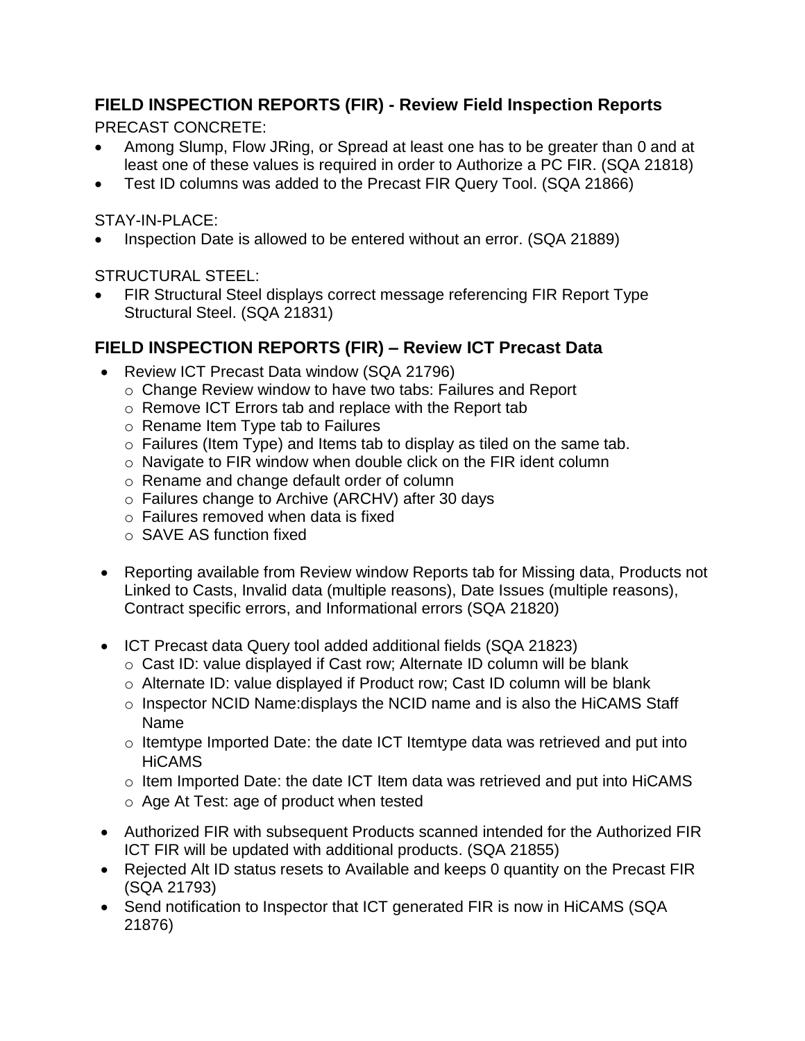## FIELD INSPECTION REPORTS (FIR) - Review Field Inspection Reports

PRECAST CONCRETE:

- Among Slump, Flow JRing, or Spread at least one has to be greater than 0 and at least one of these values is required in order to Authorize a PC FIR. (SQA 21818)
- Test ID columns was added to the Precast FIR Query Tool. (SQA 21866)

STAY-IN-PLACE:

- Inspection Date is allowed to be entered without an error. (SQA 21889)

STRUCTURAL STEEL:

- FIR Structural Steel displays correct message referencing FIR Report Type Structural Steel. (SQA 21831)

## FIELD INSPECTION REPORTS (FIR) – Review ICT Precast Data

- Review ICT Precast Data window (SQA 21796)
  - Change Review window to have two tabs: Failures and Report
  - Remove ICT Errors tab and replace with the Report tab
  - Rename Item Type tab to Failures
  - Failures (Item Type) and Items tab to display as tiled on the same tab.
  - Navigate to FIR window when double click on the FIR ident column
  - Rename and change default order of column
  - Failures change to Archive (ARCHV) after 30 days
  - Failures removed when data is fixed
  - SAVE AS function fixed

- Reporting available from Review window Reports tab for Missing data, Products not Linked to Casts, Invalid data (multiple reasons), Date Issues (multiple reasons), Contract specific errors, and Informational errors (SQA 21820)

- ICT Precast data Query tool added additional fields (SQA 21823)
  - Cast ID: value displayed if Cast row; Alternate ID column will be blank
  - Alternate ID: value displayed if Product row; Cast ID column will be blank
  - Inspector NCID Name:displays the NCID name and is also the HiCAMS Staff Name
  - Itemtype Imported Date: the date ICT Itemtype data was retrieved and put into HiCAMS
  - Item Imported Date: the date ICT Item data was retrieved and put into HiCAMS
  - Age At Test: age of product when tested

- Authorized FIR with subsequent Products scanned intended for the Authorized FIR ICT FIR will be updated with additional products. (SQA 21855)
- Rejected Alt ID status resets to Available and keeps 0 quantity on the Precast FIR (SQA 21793)
- Send notification to Inspector that ICT generated FIR is now in HiCAMS (SQA 21876)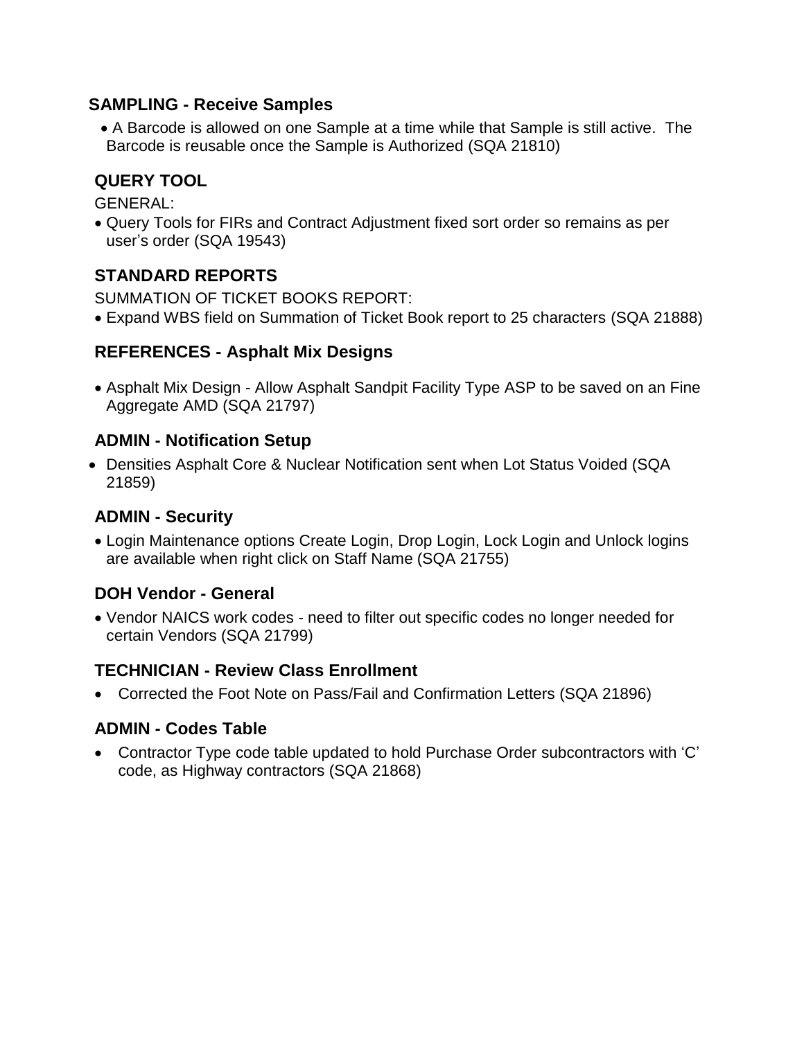## SAMPLING - Receive Samples

- A Barcode is allowed on one Sample at a time while that Sample is still active. The Barcode is reusable once the Sample is Authorized (SQA 21810)

## QUERY TOOL

GENERAL:

- Query Tools for FIRs and Contract Adjustment fixed sort order so remains as per user's order (SQA 19543)

## STANDARD REPORTS

SUMMATION OF TICKET BOOKS REPORT:

- Expand WBS field on Summation of Ticket Book report to 25 characters (SQA 21888)

## REFERENCES - Asphalt Mix Designs

- Asphalt Mix Design - Allow Asphalt Sandpit Facility Type ASP to be saved on an Fine Aggregate AMD (SQA 21797)

## ADMIN - Notification Setup

- Densities Asphalt Core & Nuclear Notification sent when Lot Status Voided (SQA 21859)

## ADMIN - Security

- Login Maintenance options Create Login, Drop Login, Lock Login and Unlock logins are available when right click on Staff Name (SQA 21755)

## DOH Vendor - General

- Vendor NAICS work codes - need to filter out specific codes no longer needed for certain Vendors (SQA 21799)

## TECHNICIAN - Review Class Enrollment

- Corrected the Foot Note on Pass/Fail and Confirmation Letters (SQA 21896)

## ADMIN - Codes Table

- Contractor Type code table updated to hold Purchase Order subcontractors with 'C' code, as Highway contractors (SQA 21868)